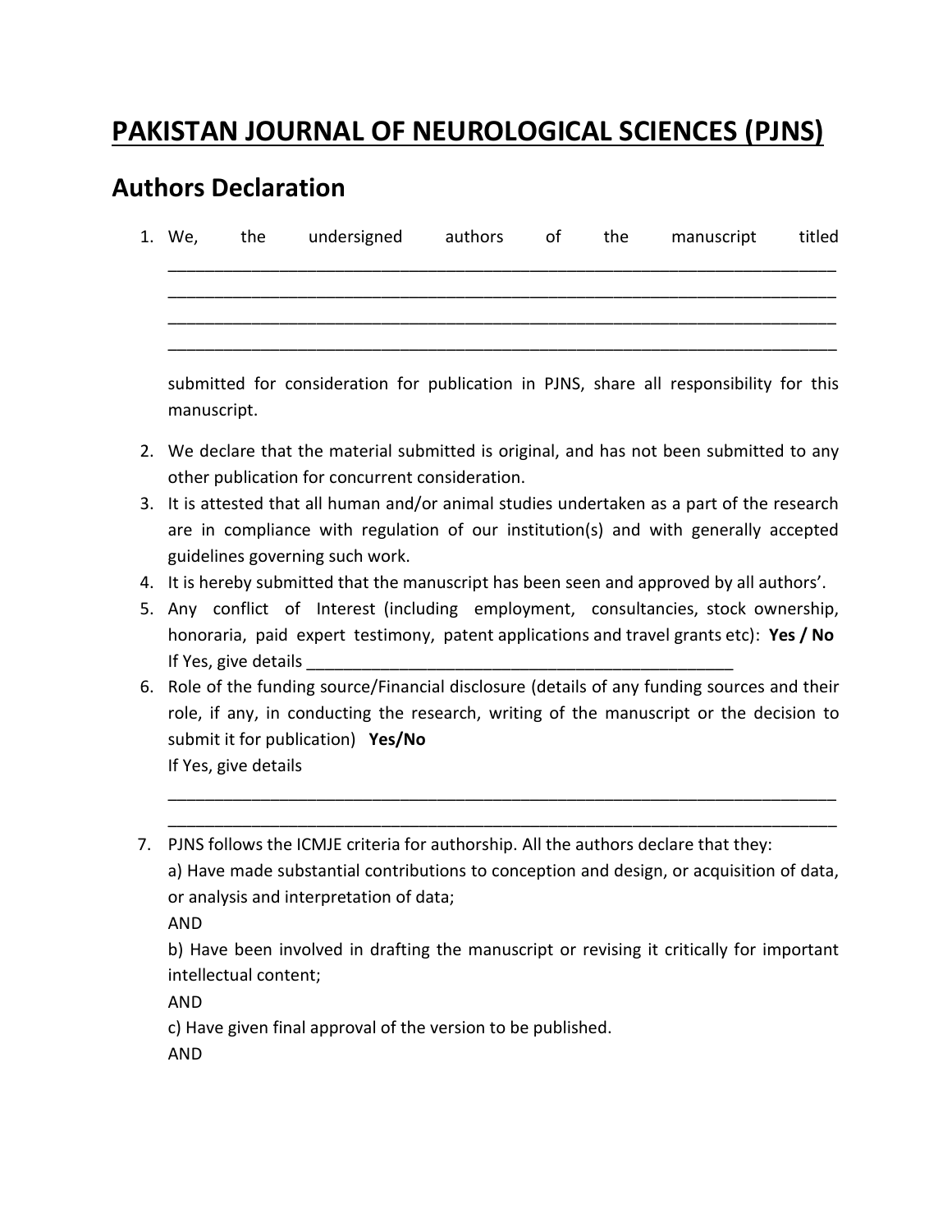# PAKISTAN JOURNAL OF NEUROLOGICAL SCIENCES (PJNS)

## Authors Declaration

1. We, the undersigned authors of the manuscript titled ________________________________________________________________________
________________________________________________________________________
________________________________________________________________________
________________________________________________________________________

   submitted for consideration for publication in PJNS, share all responsibility for this manuscript.

2. We declare that the material submitted is original, and has not been submitted to any other publication for concurrent consideration.
3. It is attested that all human and/or animal studies undertaken as a part of the research are in compliance with regulation of our institution(s) and with generally accepted guidelines governing such work.
4. It is hereby submitted that the manuscript has been seen and approved by all authors'.
5. Any conflict of Interest (including employment, consultancies, stock ownership, honoraria, paid expert testimony, patent applications and travel grants etc): **Yes / No**
   If Yes, give details ________________________________________________
6. Role of the funding source/Financial disclosure (details of any funding sources and their role, if any, in conducting the research, writing of the manuscript or the decision to submit it for publication) **Yes/No**
   If Yes, give details
   ________________________________________________________________________
   ________________________________________________________________________
7. PJNS follows the ICMJE criteria for authorship. All the authors declare that they:
   a) Have made substantial contributions to conception and design, or acquisition of data, or analysis and interpretation of data;
   AND
   b) Have been involved in drafting the manuscript or revising it critically for important intellectual content;
   AND
   c) Have given final approval of the version to be published.
   AND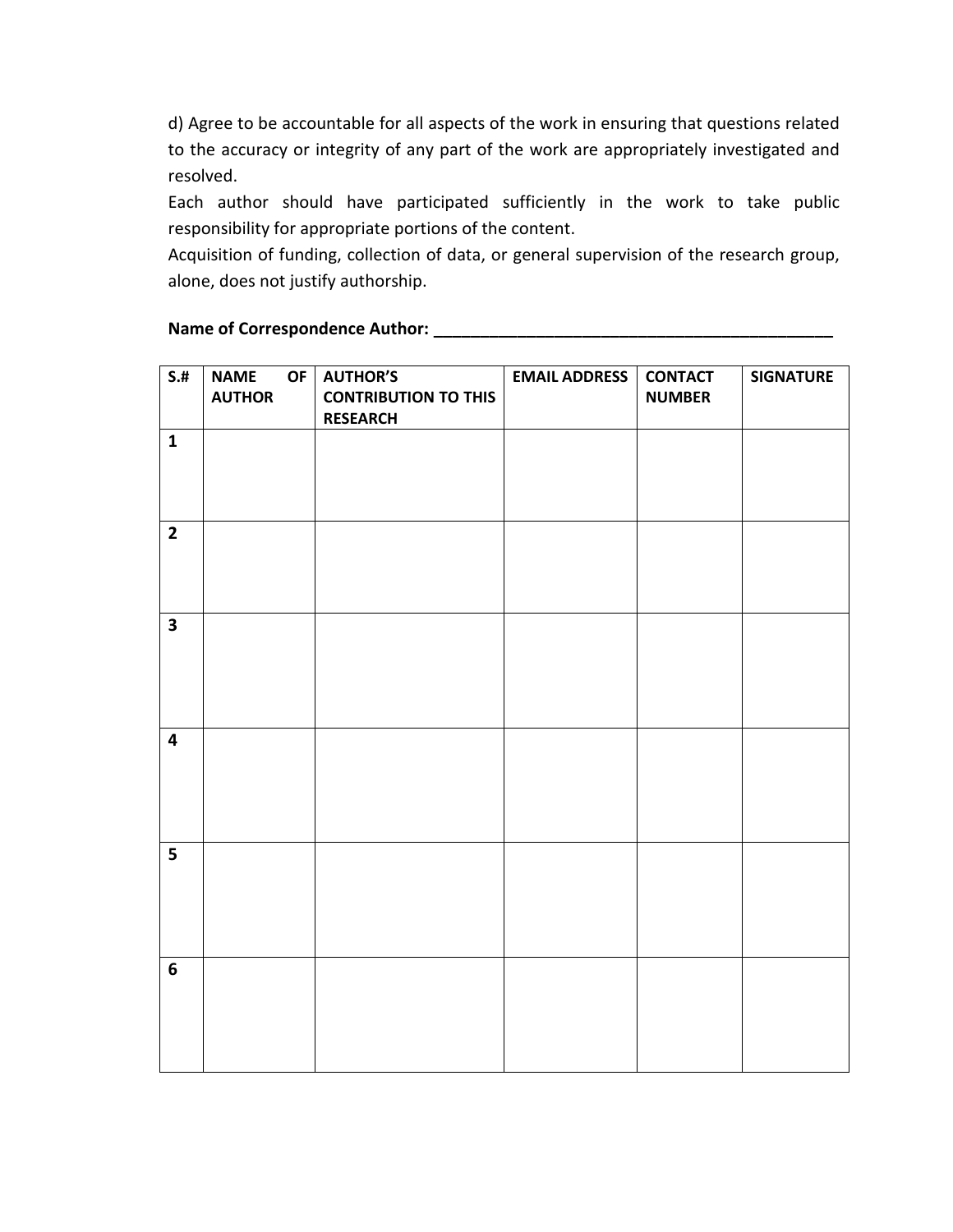d) Agree to be accountable for all aspects of the work in ensuring that questions related to the accuracy or integrity of any part of the work are appropriately investigated and resolved.

Each author should have participated sufficiently in the work to take public responsibility for appropriate portions of the content.

Acquisition of funding, collection of data, or general supervision of the research group, alone, does not justify authorship.

**Name of Correspondence Author: _______________________________________________**

| S.# | NAME OF AUTHOR | AUTHOR'S CONTRIBUTION TO THIS RESEARCH | EMAIL ADDRESS | CONTACT NUMBER | SIGNATURE |
|---|---|---|---|---|---|
| 1 | | | | | |
| 2 | | | | | |
| 3 | | | | | |
| 4 | | | | | |
| 5 | | | | | |
| 6 | | | | | |